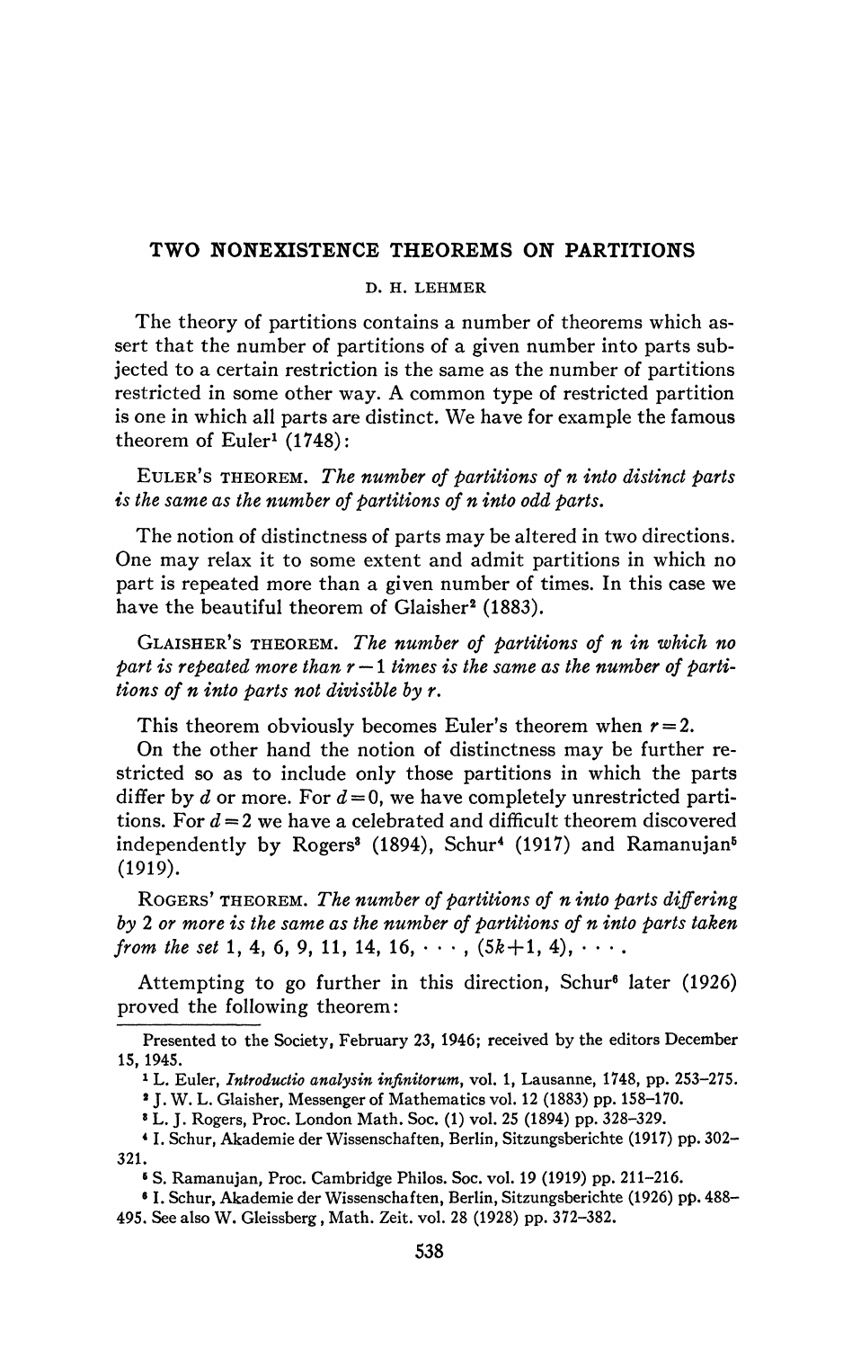# TWO NONEXISTENCE THEOREMS ON PARTITIONS

D. H. LEHMER

The theory of partitions contains a number of theorems which assert that the number of partitions of a given number into parts subjected to a certain restriction is the same as the number of partitions restricted in some other way. A common type of restricted partition is one in which all parts are distinct. We have for example the famous theorem of Euler[1] (1748):

EULER'S THEOREM. *The number of partitions of $n$ into distinct parts is the same as the number of partitions of $n$ into odd parts.*

The notion of distinctness of parts may be altered in two directions. One may relax it to some extent and admit partitions in which no part is repeated more than a given number of times. In this case we have the beautiful theorem of Glaisher[2] (1883).

GLAISHER'S THEOREM. *The number of partitions of $n$ in which no part is repeated more than $r-1$ times is the same as the number of partitions of $n$ into parts not divisible by $r$.*

This theorem obviously becomes Euler's theorem when $r=2$.

On the other hand the notion of distinctness may be further restricted so as to include only those partitions in which the parts differ by $d$ or more. For $d=0$, we have completely unrestricted partitions. For $d=2$ we have a celebrated and difficult theorem discovered independently by Rogers[3] (1894), Schur[4] (1917) and Ramanujan[5] (1919).

ROGERS' THEOREM. *The number of partitions of $n$ into parts differing by 2 or more is the same as the number of partitions of $n$ into parts taken from the set* $1, 4, 6, 9, 11, 14, 16, \cdots, (5k+1, 4), \cdots$.

Attempting to go further in this direction, Schur[6] later (1926) proved the following theorem:

---

Presented to the Society, February 23, 1946; received by the editors December 15, 1945.

[1] L. Euler, *Introductio analysin infinitorum*, vol. 1, Lausanne, 1748, pp. 253–275.

[2] J. W. L. Glaisher, Messenger of Mathematics vol. 12 (1883) pp. 158–170.

[3] L. J. Rogers, Proc. London Math. Soc. (1) vol. 25 (1894) pp. 328–329.

[4] I. Schur, Akademie der Wissenschaften, Berlin, Sitzungsberichte (1917) pp. 302–321.

[5] S. Ramanujan, Proc. Cambridge Philos. Soc. vol. 19 (1919) pp. 211–216.

[6] I. Schur, Akademie der Wissenschaften, Berlin, Sitzungsberichte (1926) pp. 488–495. See also W. Gleissberg, Math. Zeit. vol. 28 (1928) pp. 372–382.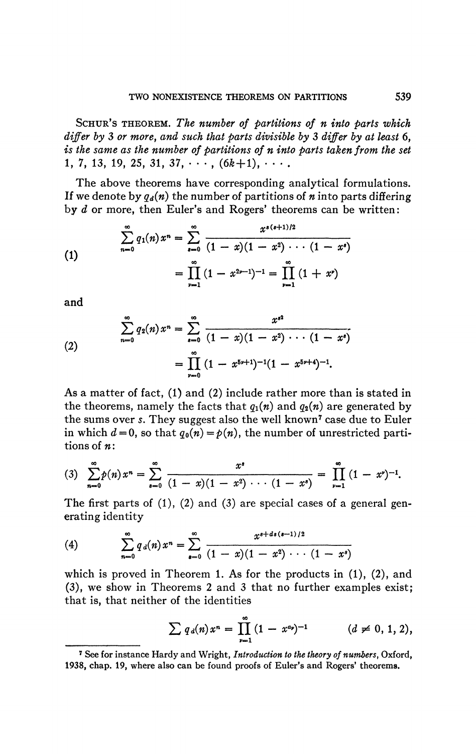**Schur's theorem.** *The number of partitions of $n$ into parts which differ by 3 or more, and such that parts divisible by 3 differ by at least 6, is the same as the number of partitions of $n$ into parts taken from the set 1, 7, 13, 19, 25, 31, 37, $\cdots$, $(6k+1)$, $\cdots$.*

The above theorems have corresponding analytical formulations. If we denote by $q_d(n)$ the number of partitions of $n$ into parts differing by $d$ or more, then Euler's and Rogers' theorems can be written:

$$\tag{1} \begin{aligned} \sum_{n=0}^{\infty} q_1(n)x^n &= \sum_{s=0}^{\infty} \frac{x^{s(s+1)/2}}{(1-x)(1-x^2)\cdots(1-x^s)} \\ &= \prod_{\nu=1}^{\infty}(1-x^{2\nu-1})^{-1} = \prod_{\nu=1}^{\infty}(1+x^\nu) \end{aligned}$$

and

$$\tag{2} \begin{aligned} \sum_{n=0}^{\infty} q_2(n)x^n &= \sum_{s=0}^{\infty} \frac{x^{s^2}}{(1-x)(1-x^2)\cdots(1-x^s)} \\ &= \prod_{\nu=0}^{\infty}(1-x^{5\nu+1})^{-1}(1-x^{5\nu+4})^{-1}. \end{aligned}$$

As a matter of fact, (1) and (2) include rather more than is stated in the theorems, namely the facts that $q_1(n)$ and $q_2(n)$ are generated by the sums over $s$. They suggest also the well known[7] case due to Euler in which $d=0$, so that $q_0(n)=p(n)$, the number of unrestricted partitions of $n$:

$$\tag{3} \sum_{n=0}^{\infty} p(n)x^n = \sum_{s=0}^{\infty} \frac{x^s}{(1-x)(1-x^2)\cdots(1-x^s)} = \prod_{\nu=1}^{\infty}(1-x^\nu)^{-1}.$$

The first parts of (1), (2) and (3) are special cases of a general generating identity

$$\tag{4} \sum_{n=0}^{\infty} q_d(n)x^n = \sum_{s=0}^{\infty} \frac{x^{s+ds(s-1)/2}}{(1-x)(1-x^2)\cdots(1-x^s)}$$

which is proved in Theorem 1. As for the products in (1), (2), and (3), we show in Theorems 2 and 3 that no further examples exist; that is, that neither of the identities

$$\sum q_d(n)x^n = \prod_{\nu=1}^{\infty}(1-x^{a_\nu})^{-1} \qquad (d \neq 0, 1, 2),$$

---

[7] See for instance Hardy and Wright, *Introduction to the theory of numbers*, Oxford, 1938, chap. 19, where also can be found proofs of Euler's and Rogers' theorems.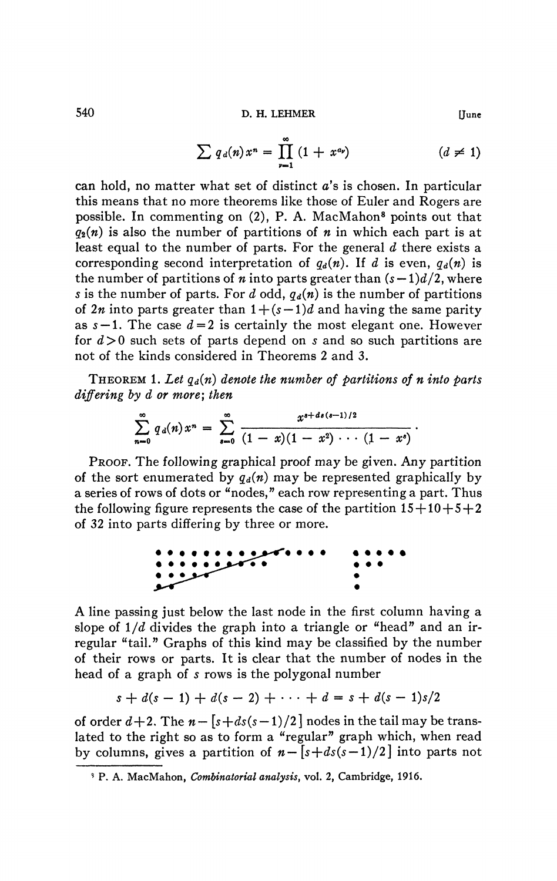$$\sum q_d(n)x^n = \prod_{\nu=1}^{\infty} (1 + x^{a_\nu}) \qquad (d \neq 1)$$

can hold, no matter what set of distinct $a$'s is chosen. In particular this means that no more theorems like those of Euler and Rogers are possible. In commenting on (2), P. A. MacMahon[8] points out that $q_2(n)$ is also the number of partitions of $n$ in which each part is at least equal to the number of parts. For the general $d$ there exists a corresponding second interpretation of $q_d(n)$. If $d$ is even, $q_d(n)$ is the number of partitions of $n$ into parts greater than $(s-1)d/2$, where $s$ is the number of parts. For $d$ odd, $q_d(n)$ is the number of partitions of $2n$ into parts greater than $1+(s-1)d$ and having the same parity as $s-1$. The case $d=2$ is certainly the most elegant one. However for $d>0$ such sets of parts depend on $s$ and so such partitions are not of the kinds considered in Theorems 2 and 3.

THEOREM 1. *Let $q_d(n)$ denote the number of partitions of $n$ into parts differing by $d$ or more; then*

$$\sum_{n=0}^{\infty} q_d(n)x^n = \sum_{s=0}^{\infty} \frac{x^{s+ds(s-1)/2}}{(1-x)(1-x^2)\cdots(1-x^s)}.$$

PROOF. The following graphical proof may be given. Any partition of the sort enumerated by $q_d(n)$ may be represented graphically by a series of rows of dots or "nodes," each row representing a part. Thus the following figure represents the case of the partition $15+10+5+2$ of 32 into parts differing by three or more.

A line passing just below the last node in the first column having a slope of $1/d$ divides the graph into a triangle or "head" and an irregular "tail." Graphs of this kind may be classified by the number of their rows or parts. It is clear that the number of nodes in the head of a graph of $s$ rows is the polygonal number

$$s + d(s-1) + d(s-2) + \cdots + d = s + d(s-1)s/2$$

of order $d+2$. The $n - [s+ds(s-1)/2]$ nodes in the tail may be translated to the right so as to form a "regular" graph which, when read by columns, gives a partition of $n - [s+ds(s-1)/2]$ into parts not

[8] P. A. MacMahon, *Combinatorial analysis*, vol. 2, Cambridge, 1916.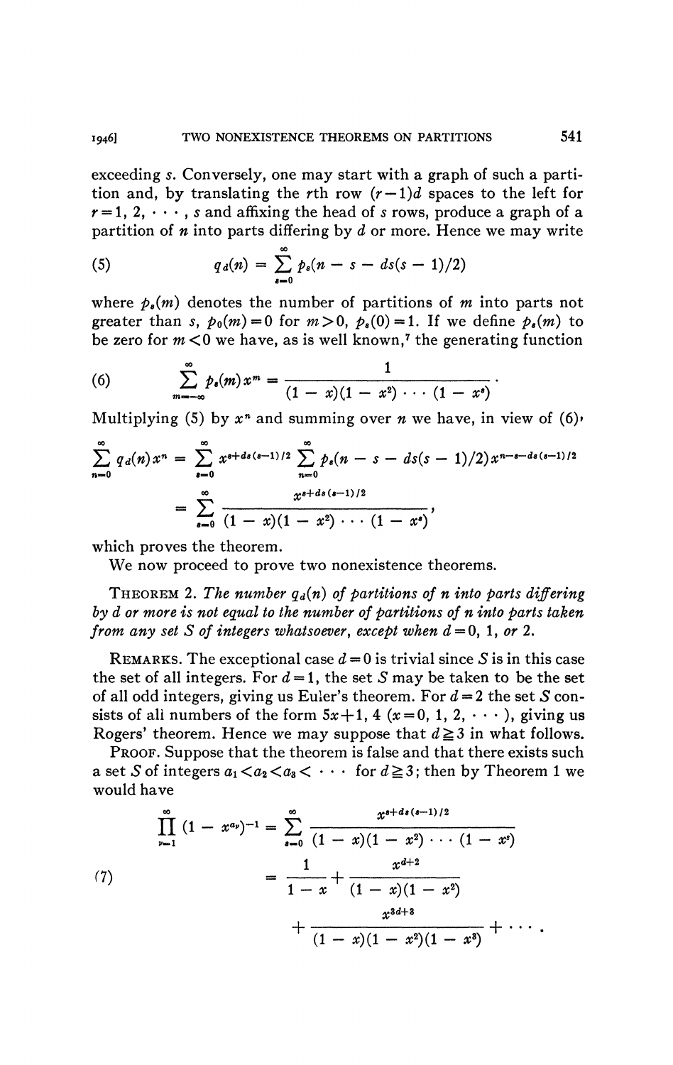exceeding $s$. Conversely, one may start with a graph of such a partition and, by translating the $r$th row $(r-1)d$ spaces to the left for $r=1, 2, \cdots, s$ and affixing the head of $s$ rows, produce a graph of a partition of $n$ into parts differing by $d$ or more. Hence we may write

$$q_d(n) = \sum_{s=0}^{\infty} p_s(n - s - ds(s-1)/2) \tag{5}$$

where $p_s(m)$ denotes the number of partitions of $m$ into parts not greater than $s$, $p_0(m)=0$ for $m>0$, $p_s(0)=1$. If we define $p_s(m)$ to be zero for $m<0$ we have, as is well known,[7] the generating function

$$\sum_{m=-\infty}^{\infty} p_s(m)x^m = \frac{1}{(1-x)(1-x^2)\cdots(1-x^s)}. \tag{6}$$

Multiplying (5) by $x^n$ and summing over $n$ we have, in view of (6),

$$\begin{aligned}
\sum_{n=0}^{\infty} q_d(n)x^n &= \sum_{s=0}^{\infty} x^{s+ds(s-1)/2} \sum_{n=0}^{\infty} p_s(n-s-ds(s-1)/2)x^{n-s-ds(s-1)/2} \\
&= \sum_{s=0}^{\infty} \frac{x^{s+ds(s-1)/2}}{(1-x)(1-x^2)\cdots(1-x^s)},
\end{aligned}$$

which proves the theorem.

We now proceed to prove two nonexistence theorems.

THEOREM 2. *The number $q_d(n)$ of partitions of $n$ into parts differing by $d$ or more is not equal to the number of partitions of $n$ into parts taken from any set $S$ of integers whatsoever, except when $d=0$, 1, or 2.*

REMARKS. The exceptional case $d=0$ is trivial since $S$ is in this case the set of all integers. For $d=1$, the set $S$ may be taken to be the set of all odd integers, giving us Euler's theorem. For $d=2$ the set $S$ consists of all numbers of the form $5x+1$, 4 $(x=0, 1, 2, \cdots)$, giving us Rogers' theorem. Hence we may suppose that $d \geq 3$ in what follows.

PROOF. Suppose that the theorem is false and that there exists such a set $S$ of integers $a_1 < a_2 < a_3 < \cdots$ for $d \geq 3$; then by Theorem 1 we would have

$$\begin{aligned}
\prod_{\nu=1}^{\infty} (1-x^{a_\nu})^{-1} &= \sum_{s=0}^{\infty} \frac{x^{s+ds(s-1)/2}}{(1-x)(1-x^2)\cdots(1-x^s)} \\
&= \frac{1}{1-x} + \frac{x^{d+2}}{(1-x)(1-x^2)} \\
&\quad + \frac{x^{3d+3}}{(1-x)(1-x^2)(1-x^3)} + \cdots.
\end{aligned} \tag{7}$$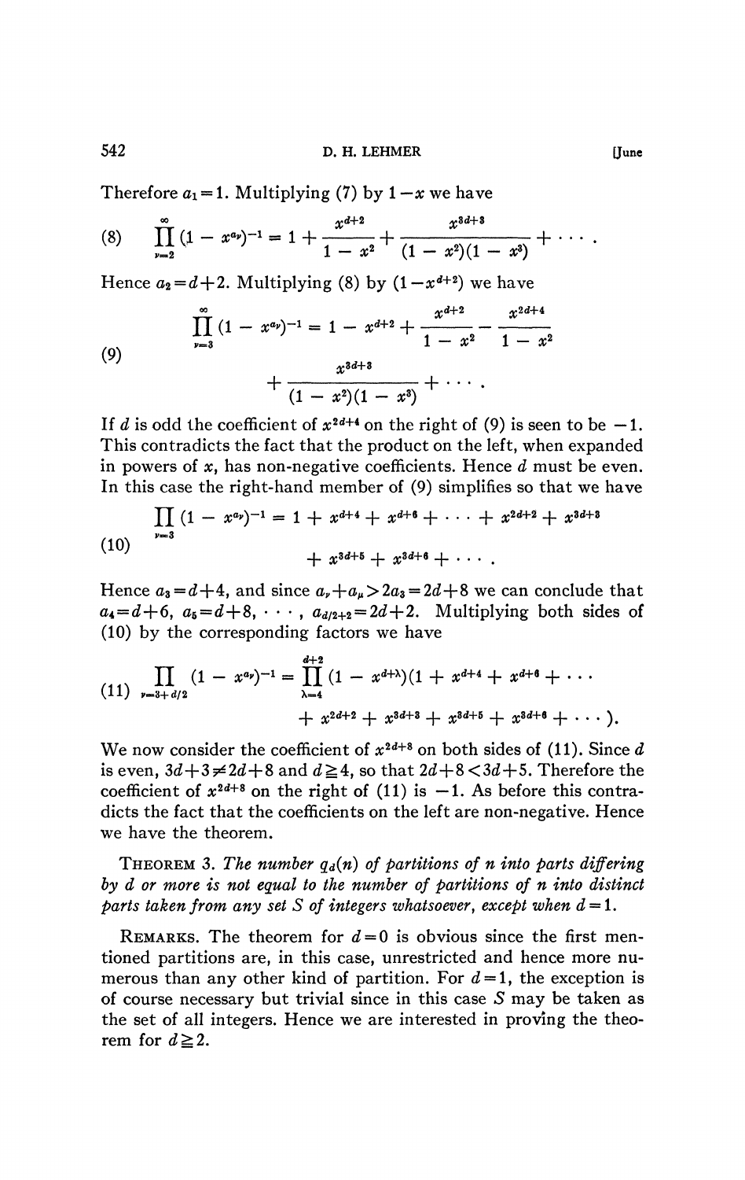Therefore $a_1 = 1$. Multiplying (7) by $1 - x$ we have

$$\prod_{\nu=2}^{\infty} (1 - x^{a_\nu})^{-1} = 1 + \frac{x^{d+2}}{1 - x^2} + \frac{x^{3d+3}}{(1 - x^2)(1 - x^3)} + \cdots . \tag{8}$$

Hence $a_2 = d+2$. Multiplying (8) by $(1 - x^{d+2})$ we have

$$\prod_{\nu=3}^{\infty} (1 - x^{a_\nu})^{-1} = 1 - x^{d+2} + \frac{x^{d+2}}{1 - x^2} - \frac{x^{2d+4}}{1 - x^2} + \frac{x^{3d+3}}{(1 - x^2)(1 - x^3)} + \cdots . \tag{9}$$

If $d$ is odd the coefficient of $x^{2d+4}$ on the right of (9) is seen to be $-1$. This contradicts the fact that the product on the left, when expanded in powers of $x$, has non-negative coefficients. Hence $d$ must be even. In this case the right-hand member of (9) simplifies so that we have

$$\prod_{\nu=3} (1 - x^{a_\nu})^{-1} = 1 + x^{d+4} + x^{d+6} + \cdots + x^{2d+2} + x^{3d+3} + x^{3d+5} + x^{3d+6} + \cdots . \tag{10}$$

Hence $a_3 = d+4$, and since $a_\nu + a_\mu > 2a_3 = 2d+8$ we can conclude that $a_4 = d+6$, $a_5 = d+8$, $\cdots$, $a_{d/2+2} = 2d+2$. Multiplying both sides of (10) by the corresponding factors we have

$$\prod_{\nu=3+d/2} (1 - x^{a_\nu})^{-1} = \prod_{\lambda=4}^{d+2} (1 - x^{d+\lambda})(1 + x^{d+4} + x^{d+6} + \cdots + x^{2d+2} + x^{3d+3} + x^{3d+5} + x^{3d+6} + \cdots ). \tag{11}$$

We now consider the coefficient of $x^{2d+8}$ on both sides of (11). Since $d$ is even, $3d+3 \neq 2d+8$ and $d \geq 4$, so that $2d+8 < 3d+5$. Therefore the coefficient of $x^{2d+8}$ on the right of (11) is $-1$. As before this contradicts the fact that the coefficients on the left are non-negative. Hence we have the theorem.

THEOREM 3. *The number $q_d(n)$ of partitions of $n$ into parts differing by $d$ or more is not equal to the number of partitions of $n$ into distinct parts taken from any set $S$ of integers whatsoever, except when $d = 1$.*

REMARKS. The theorem for $d = 0$ is obvious since the first mentioned partitions are, in this case, unrestricted and hence more numerous than any other kind of partition. For $d = 1$, the exception is of course necessary but trivial since in this case $S$ may be taken as the set of all integers. Hence we are interested in proving the theorem for $d \geq 2$.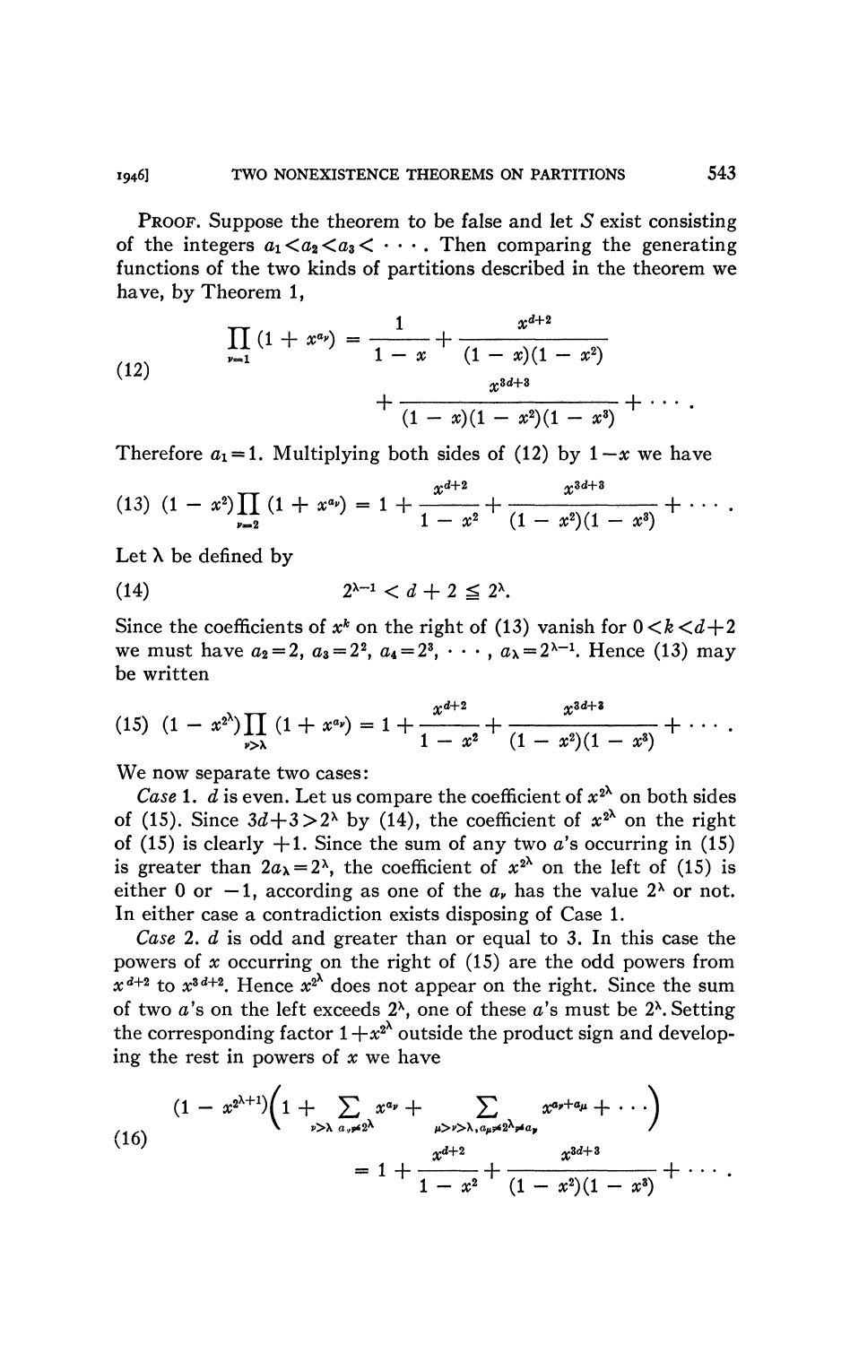**Proof.** Suppose the theorem to be false and let $S$ exist consisting of the integers $a_1 < a_2 < a_3 < \cdots$. Then comparing the generating functions of the two kinds of partitions described in the theorem we have, by Theorem 1,

$$
\begin{aligned}
\prod_{\nu=1} (1 + x^{a_\nu}) = \frac{1}{1-x} + \frac{x^{d+2}}{(1-x)(1-x^2)} \\
+ \frac{x^{3d+3}}{(1-x)(1-x^2)(1-x^3)} + \cdots .
\end{aligned}
\tag{12}
$$

Therefore $a_1 = 1$. Multiplying both sides of (12) by $1-x$ we have

$$
(1-x^2)\prod_{\nu=2} (1 + x^{a_\nu}) = 1 + \frac{x^{d+2}}{1-x^2} + \frac{x^{3d+3}}{(1-x^2)(1-x^3)} + \cdots . \tag{13}
$$

Let $\lambda$ be defined by

$$
2^{\lambda-1} < d + 2 \leqq 2^\lambda. \tag{14}
$$

Since the coefficients of $x^k$ on the right of (13) vanish for $0 < k < d+2$ we must have $a_2 = 2$, $a_3 = 2^2$, $a_4 = 2^3, \cdots, a_\lambda = 2^{\lambda-1}$. Hence (13) may be written

$$
(1-x^{2^\lambda})\prod_{\nu>\lambda} (1 + x^{a_\nu}) = 1 + \frac{x^{d+2}}{1-x^2} + \frac{x^{3d+3}}{(1-x^2)(1-x^3)} + \cdots . \tag{15}
$$

We now separate two cases:

*Case* 1. $d$ is even. Let us compare the coefficient of $x^{2^\lambda}$ on both sides of (15). Since $3d+3 > 2^\lambda$ by (14), the coefficient of $x^{2^\lambda}$ on the right of (15) is clearly $+1$. Since the sum of any two $a$'s occurring in (15) is greater than $2a_\lambda = 2^\lambda$, the coefficient of $x^{2^\lambda}$ on the left of (15) is either 0 or $-1$, according as one of the $a_\nu$ has the value $2^\lambda$ or not. In either case a contradiction exists disposing of Case 1.

*Case* 2. $d$ is odd and greater than or equal to 3. In this case the powers of $x$ occurring on the right of (15) are the odd powers from $x^{d+2}$ to $x^{3d+2}$. Hence $x^{2^\lambda}$ does not appear on the right. Since the sum of two $a$'s on the left exceeds $2^\lambda$, one of these $a$'s must be $2^\lambda$. Setting the corresponding factor $1 + x^{2^\lambda}$ outside the product sign and developing the rest in powers of $x$ we have

$$
\begin{aligned}
(1-x^{2^{\lambda+1}})\Big(1 + \sum_{\nu>\lambda\ a_\nu \neq 2^\lambda} x^{a_\nu} + \sum_{\mu>\nu>\lambda,\, a_\mu \neq 2^\lambda \neq a_\nu} x^{a_\nu + a_\mu} + \cdots\Big) \\
= 1 + \frac{x^{d+2}}{1-x^2} + \frac{x^{3d+3}}{(1-x^2)(1-x^3)} + \cdots .
\end{aligned}
\tag{16}
$$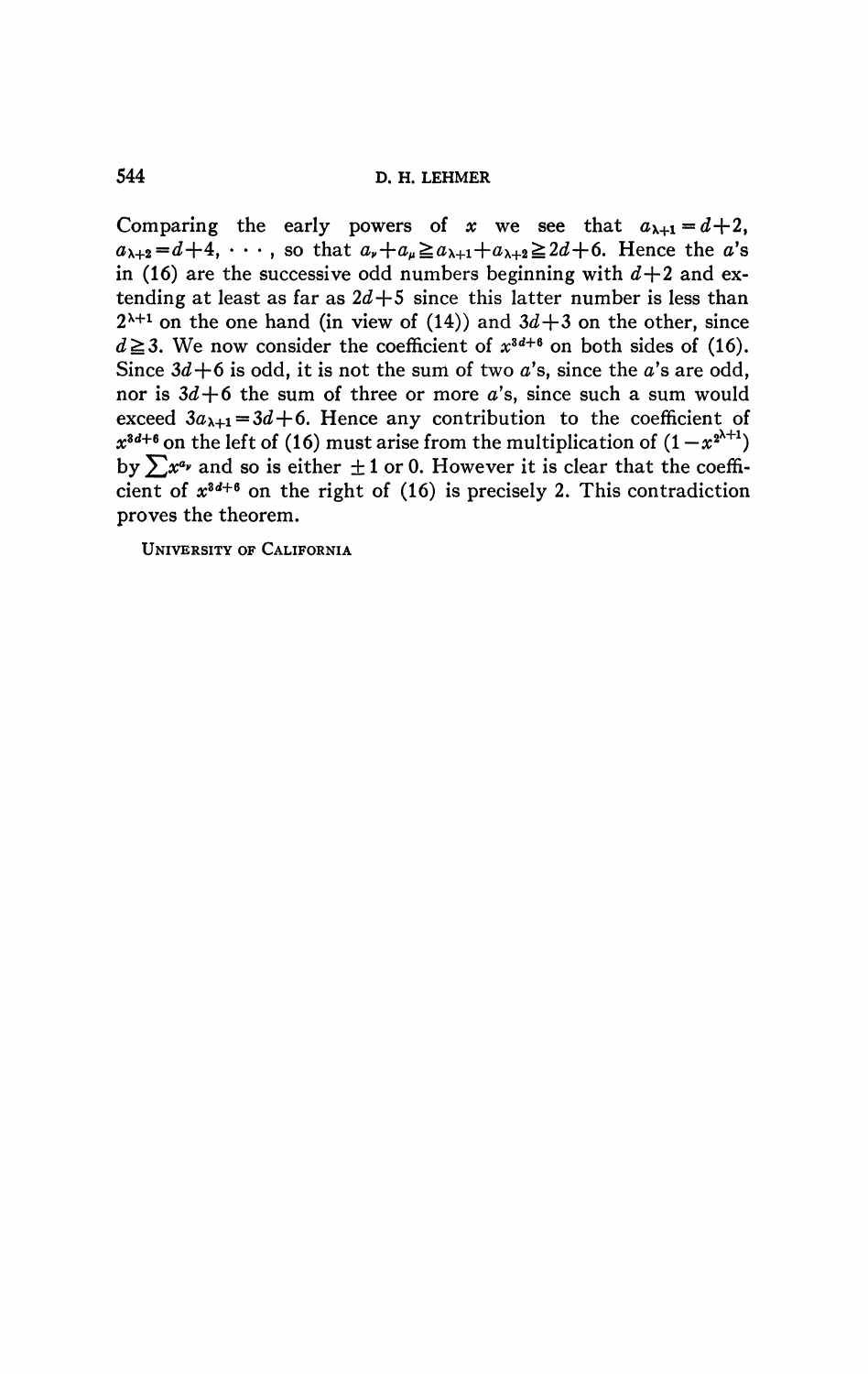Comparing the early powers of $x$ we see that $a_{\lambda+1}=d+2$, $a_{\lambda+2}=d+4, \cdots$, so that $a_\nu+a_\mu \geqq a_{\lambda+1}+a_{\lambda+2} \geqq 2d+6$. Hence the $a$'s in (16) are the successive odd numbers beginning with $d+2$ and extending at least as far as $2d+5$ since this latter number is less than $2^{\lambda+1}$ on the one hand (in view of (14)) and $3d+3$ on the other, since $d \geqq 3$. We now consider the coefficient of $x^{3d+6}$ on both sides of (16). Since $3d+6$ is odd, it is not the sum of two $a$'s, since the $a$'s are odd, nor is $3d+6$ the sum of three or more $a$'s, since such a sum would exceed $3a_{\lambda+1}=3d+6$. Hence any contribution to the coefficient of $x^{3d+6}$ on the left of (16) must arise from the multiplication of $(1-x^{2^{\lambda+1}})$ by $\sum x^{a_\nu}$ and so is either $\pm 1$ or 0. However it is clear that the coefficient of $x^{3d+6}$ on the right of (16) is precisely 2. This contradiction proves the theorem.

University of California